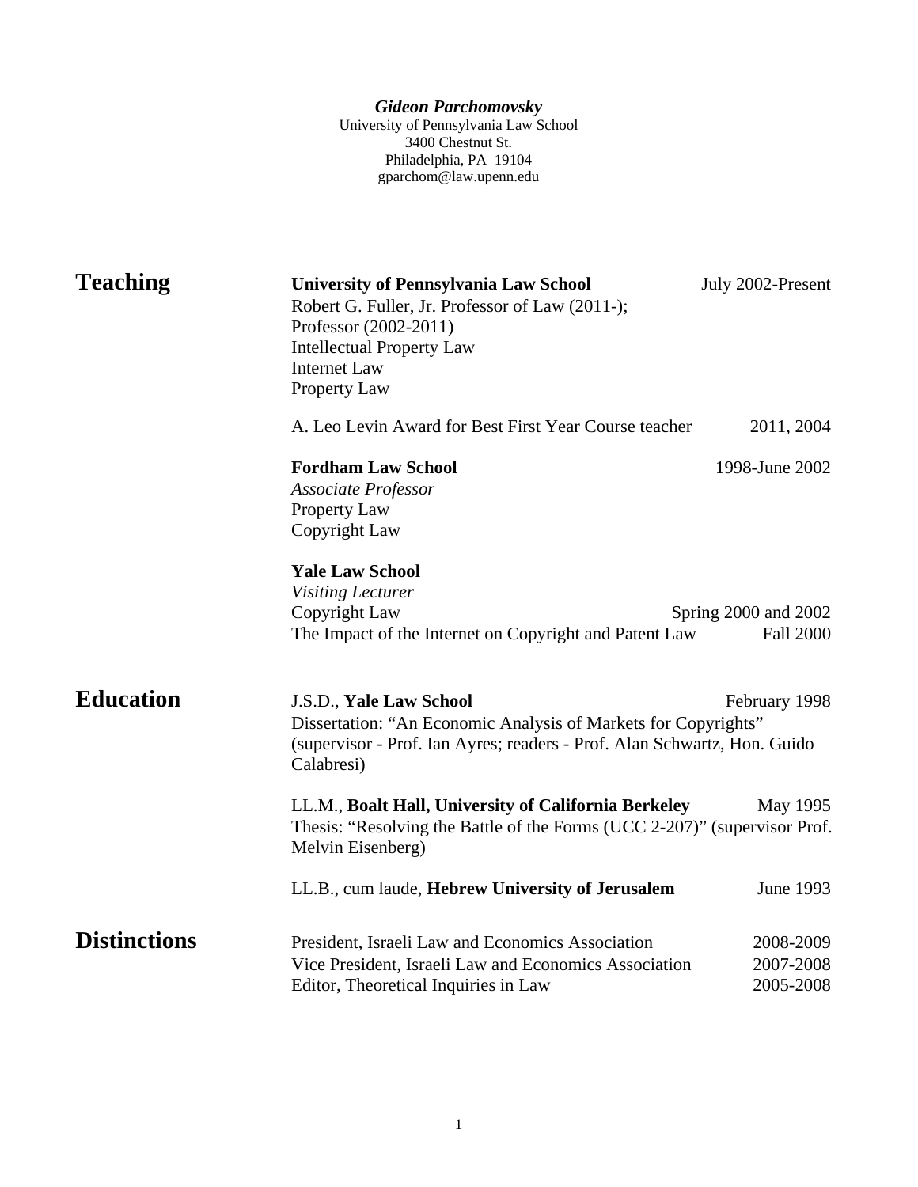***Gideon Parchomovsky***
University of Pennsylvania Law School
3400 Chestnut St.
Philadelphia, PA 19104
gparchom@law.upenn.edu

---

## Teaching

**University of Pennsylvania Law School** — July 2002-Present
Robert G. Fuller, Jr. Professor of Law (2011-);
Professor (2002-2011)
Intellectual Property Law
Internet Law
Property Law

A. Leo Levin Award for Best First Year Course teacher — 2011, 2004

**Fordham Law School** — 1998-June 2002
*Associate Professor*
Property Law
Copyright Law

**Yale Law School**
*Visiting Lecturer*
Copyright Law — Spring 2000 and 2002
The Impact of the Internet on Copyright and Patent Law — Fall 2000

## Education

J.S.D., **Yale Law School** — February 1998
Dissertation: "An Economic Analysis of Markets for Copyrights" (supervisor - Prof. Ian Ayres; readers - Prof. Alan Schwartz, Hon. Guido Calabresi)

LL.M., **Boalt Hall, University of California Berkeley** — May 1995
Thesis: "Resolving the Battle of the Forms (UCC 2-207)" (supervisor Prof. Melvin Eisenberg)

LL.B., cum laude, **Hebrew University of Jerusalem** — June 1993

## Distinctions

President, Israeli Law and Economics Association — 2008-2009
Vice President, Israeli Law and Economics Association — 2007-2008
Editor, Theoretical Inquiries in Law — 2005-2008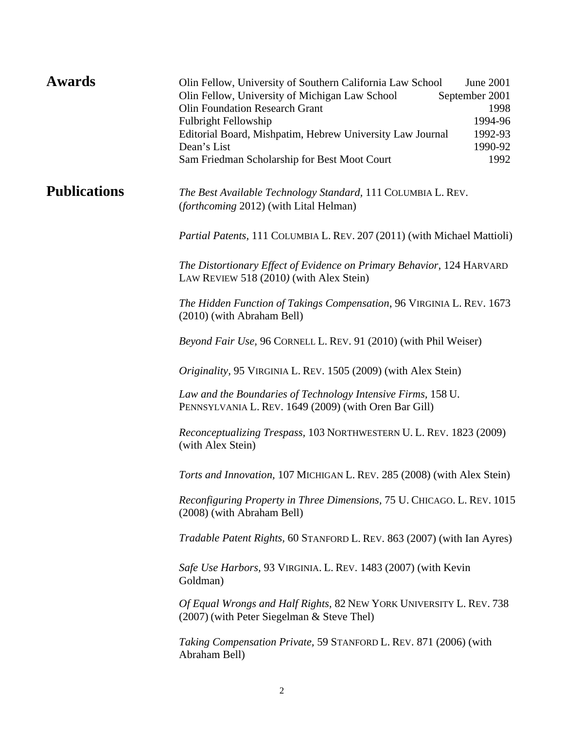## Awards

| | |
|---|---|
| Olin Fellow, University of Southern California Law School | June 2001 |
| Olin Fellow, University of Michigan Law School | September 2001 |
| Olin Foundation Research Grant | 1998 |
| Fulbright Fellowship | 1994-96 |
| Editorial Board, Mishpatim, Hebrew University Law Journal | 1992-93 |
| Dean's List | 1990-92 |
| Sam Friedman Scholarship for Best Moot Court | 1992 |

## Publications

*The Best Available Technology Standard*, 111 COLUMBIA L. REV. (*forthcoming* 2012) (with Lital Helman)

*Partial Patents*, 111 COLUMBIA L. REV. 207 (2011) (with Michael Mattioli)

*The Distortionary Effect of Evidence on Primary Behavior*, 124 HARVARD LAW REVIEW 518 (2010) (with Alex Stein)

*The Hidden Function of Takings Compensation*, 96 VIRGINIA L. REV. 1673 (2010) (with Abraham Bell)

*Beyond Fair Use*, 96 CORNELL L. REV. 91 (2010) (with Phil Weiser)

*Originality*, 95 VIRGINIA L. REV. 1505 (2009) (with Alex Stein)

*Law and the Boundaries of Technology Intensive Firms*, 158 U. PENNSYLVANIA L. REV. 1649 (2009) (with Oren Bar Gill)

*Reconceptualizing Trespass*, 103 NORTHWESTERN U. L. REV. 1823 (2009) (with Alex Stein)

*Torts and Innovation*, 107 MICHIGAN L. REV. 285 (2008) (with Alex Stein)

*Reconfiguring Property in Three Dimensions*, 75 U. CHICAGO. L. REV. 1015 (2008) (with Abraham Bell)

*Tradable Patent Rights*, 60 STANFORD L. REV. 863 (2007) (with Ian Ayres)

*Safe Use Harbors*, 93 VIRGINIA. L. REV. 1483 (2007) (with Kevin Goldman)

*Of Equal Wrongs and Half Rights*, 82 NEW YORK UNIVERSITY L. REV. 738 (2007) (with Peter Siegelman & Steve Thel)

*Taking Compensation Private*, 59 STANFORD L. REV. 871 (2006) (with Abraham Bell)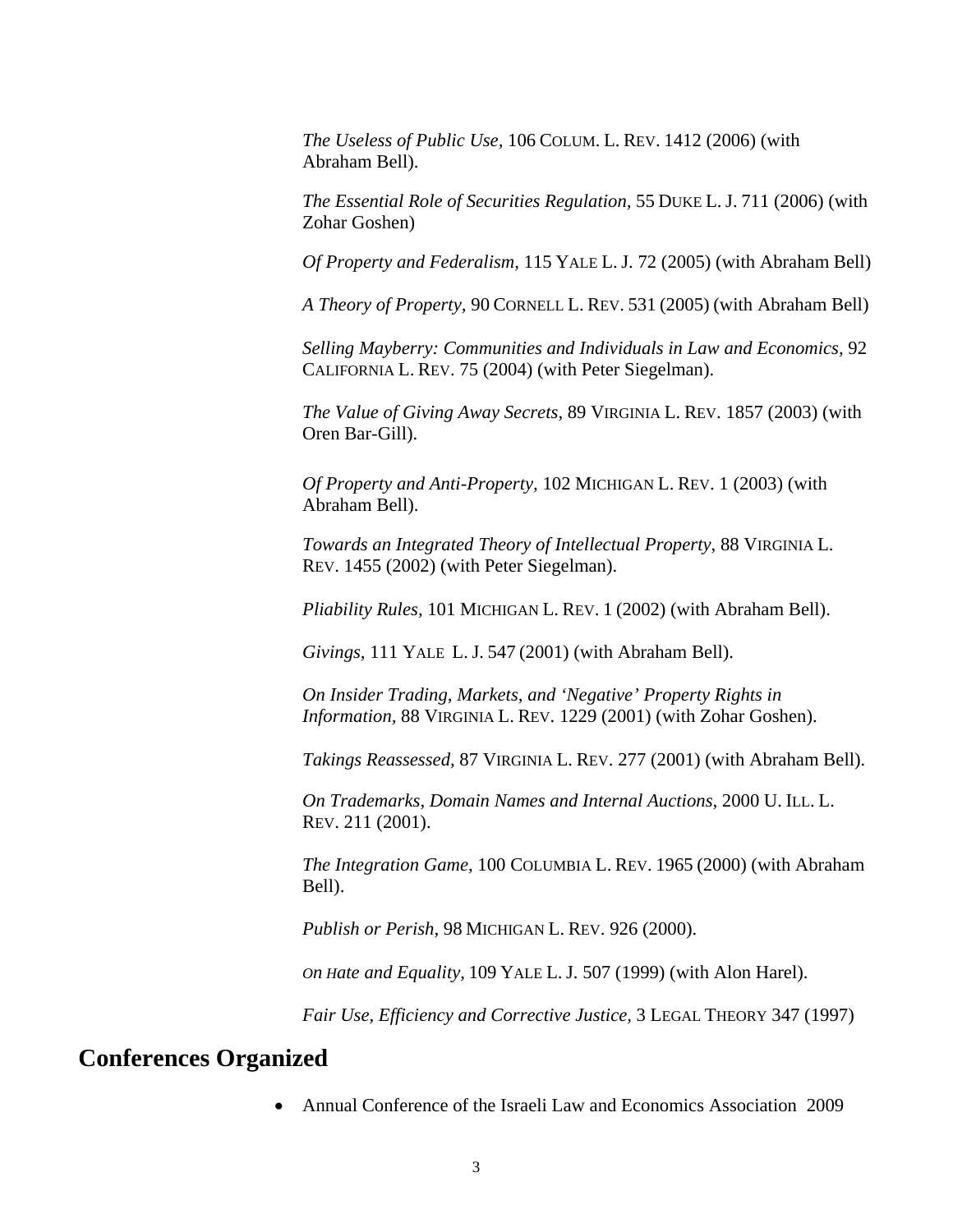*The Useless of Public Use*, 106 COLUM. L. REV. 1412 (2006) (with Abraham Bell).

*The Essential Role of Securities Regulation*, 55 DUKE L. J. 711 (2006) (with Zohar Goshen)

*Of Property and Federalism*, 115 YALE L. J. 72 (2005) (with Abraham Bell)

*A Theory of Property*, 90 CORNELL L. REV. 531 (2005) (with Abraham Bell)

*Selling Mayberry: Communities and Individuals in Law and Economics*, 92 CALIFORNIA L. REV. 75 (2004) (with Peter Siegelman).

*The Value of Giving Away Secrets*, 89 VIRGINIA L. REV. 1857 (2003) (with Oren Bar-Gill).

*Of Property and Anti-Property*, 102 MICHIGAN L. REV. 1 (2003) (with Abraham Bell).

*Towards an Integrated Theory of Intellectual Property*, 88 VIRGINIA L. REV. 1455 (2002) (with Peter Siegelman).

*Pliability Rules*, 101 MICHIGAN L. REV. 1 (2002) (with Abraham Bell).

*Givings*, 111 YALE L. J. 547 (2001) (with Abraham Bell).

*On Insider Trading, Markets, and 'Negative' Property Rights in Information*, 88 VIRGINIA L. REV. 1229 (2001) (with Zohar Goshen).

*Takings Reassessed*, 87 VIRGINIA L. REV. 277 (2001) (with Abraham Bell).

*On Trademarks, Domain Names and Internal Auctions*, 2000 U. ILL. L. REV. 211 (2001).

*The Integration Game*, 100 COLUMBIA L. REV. 1965 (2000) (with Abraham Bell).

*Publish or Perish*, 98 MICHIGAN L. REV. 926 (2000).

*On Hate and Equality*, 109 YALE L. J. 507 (1999) (with Alon Harel).

*Fair Use, Efficiency and Corrective Justice*, 3 LEGAL THEORY 347 (1997)

## Conferences Organized

- Annual Conference of the Israeli Law and Economics Association 2009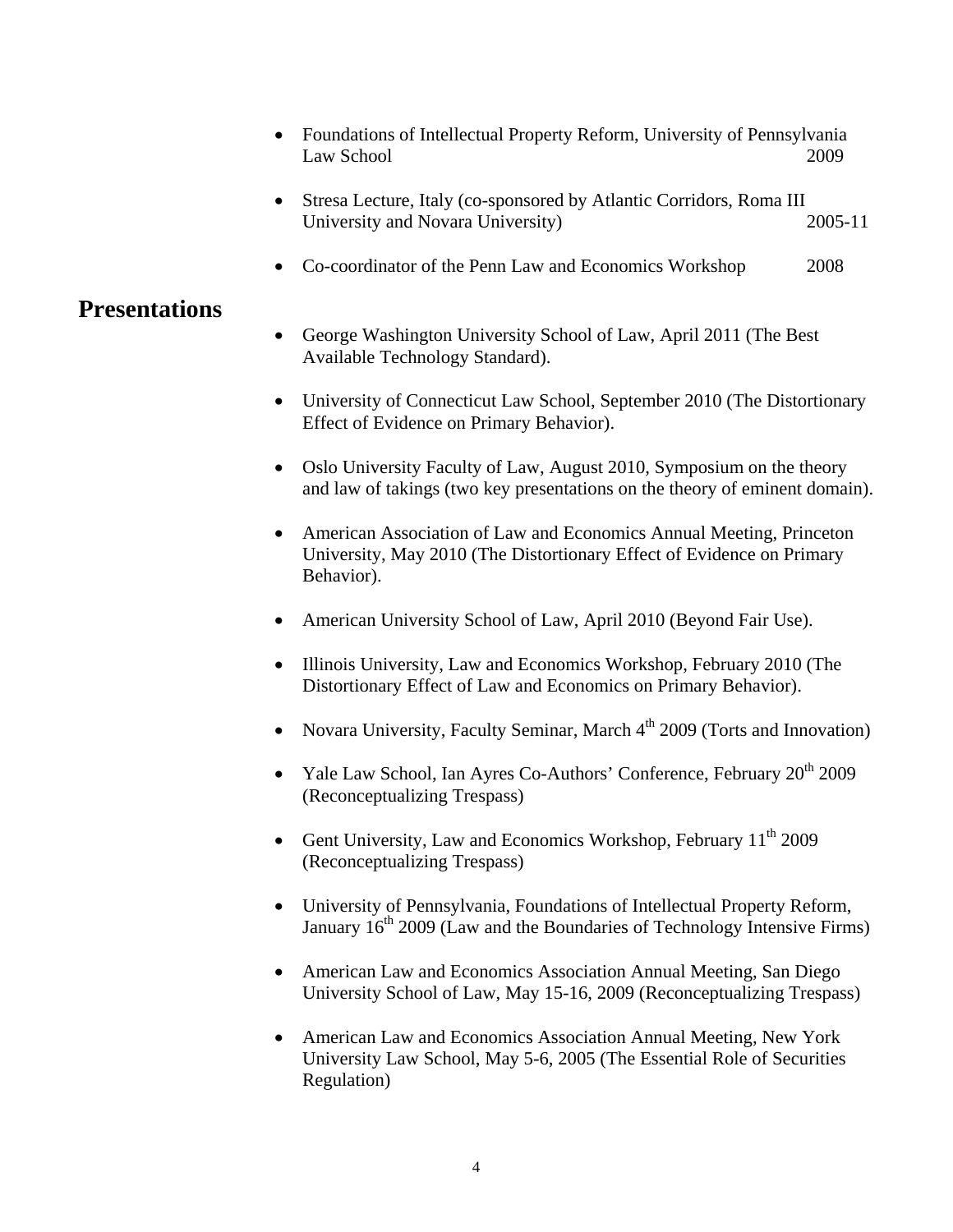- Foundations of Intellectual Property Reform, University of Pennsylvania Law School 2009
- Stresa Lecture, Italy (co-sponsored by Atlantic Corridors, Roma III University and Novara University) 2005-11
- Co-coordinator of the Penn Law and Economics Workshop 2008

## Presentations

- George Washington University School of Law, April 2011 (The Best Available Technology Standard).
- University of Connecticut Law School, September 2010 (The Distortionary Effect of Evidence on Primary Behavior).
- Oslo University Faculty of Law, August 2010, Symposium on the theory and law of takings (two key presentations on the theory of eminent domain).
- American Association of Law and Economics Annual Meeting, Princeton University, May 2010 (The Distortionary Effect of Evidence on Primary Behavior).
- American University School of Law, April 2010 (Beyond Fair Use).
- Illinois University, Law and Economics Workshop, February 2010 (The Distortionary Effect of Law and Economics on Primary Behavior).
- Novara University, Faculty Seminar, March 4th 2009 (Torts and Innovation)
- Yale Law School, Ian Ayres Co-Authors' Conference, February 20th 2009 (Reconceptualizing Trespass)
- Gent University, Law and Economics Workshop, February 11th 2009 (Reconceptualizing Trespass)
- University of Pennsylvania, Foundations of Intellectual Property Reform, January 16th 2009 (Law and the Boundaries of Technology Intensive Firms)
- American Law and Economics Association Annual Meeting, San Diego University School of Law, May 15-16, 2009 (Reconceptualizing Trespass)
- American Law and Economics Association Annual Meeting, New York University Law School, May 5-6, 2005 (The Essential Role of Securities Regulation)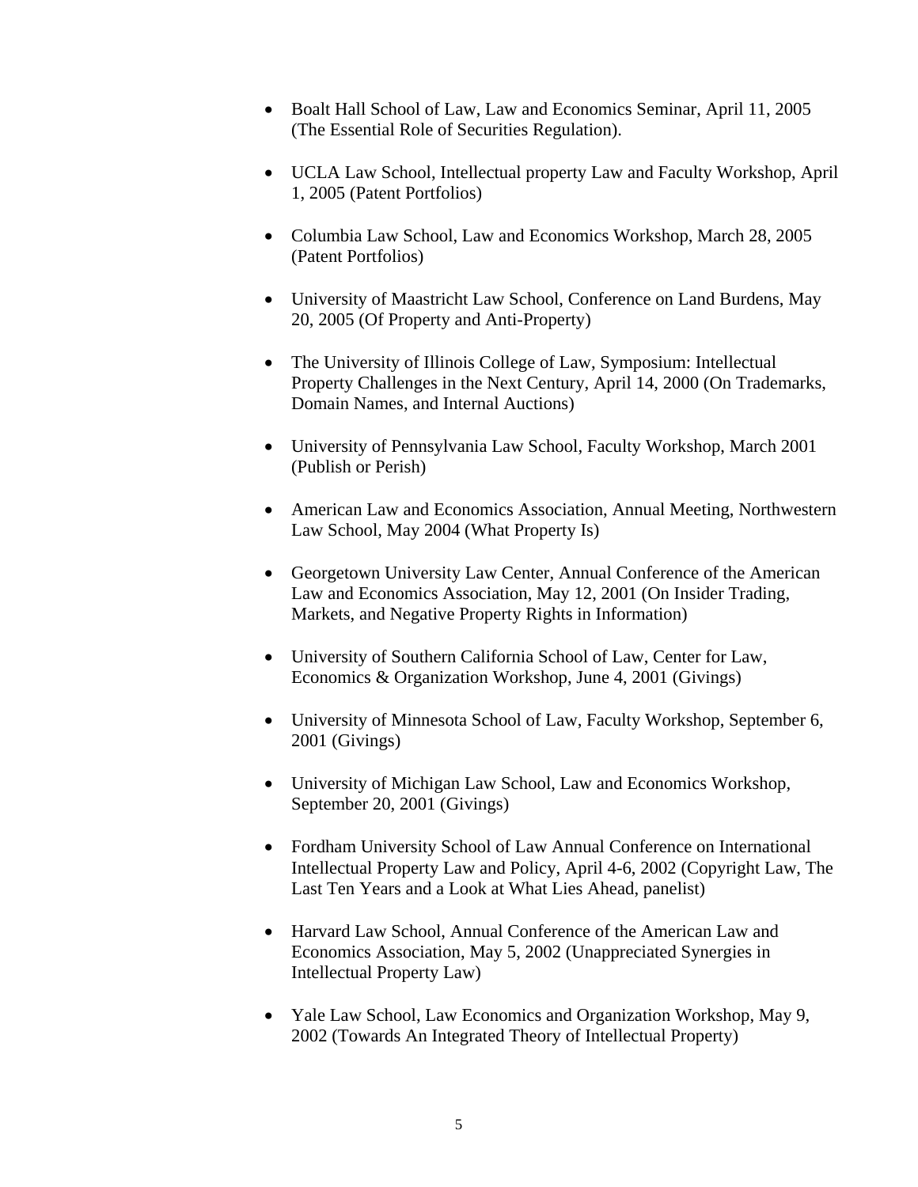- Boalt Hall School of Law, Law and Economics Seminar, April 11, 2005 (The Essential Role of Securities Regulation).

- UCLA Law School, Intellectual property Law and Faculty Workshop, April 1, 2005 (Patent Portfolios)

- Columbia Law School, Law and Economics Workshop, March 28, 2005 (Patent Portfolios)

- University of Maastricht Law School, Conference on Land Burdens, May 20, 2005 (Of Property and Anti-Property)

- The University of Illinois College of Law, Symposium: Intellectual Property Challenges in the Next Century, April 14, 2000 (On Trademarks, Domain Names, and Internal Auctions)

- University of Pennsylvania Law School, Faculty Workshop, March 2001 (Publish or Perish)

- American Law and Economics Association, Annual Meeting, Northwestern Law School, May 2004 (What Property Is)

- Georgetown University Law Center, Annual Conference of the American Law and Economics Association, May 12, 2001 (On Insider Trading, Markets, and Negative Property Rights in Information)

- University of Southern California School of Law, Center for Law, Economics & Organization Workshop, June 4, 2001 (Givings)

- University of Minnesota School of Law, Faculty Workshop, September 6, 2001 (Givings)

- University of Michigan Law School, Law and Economics Workshop, September 20, 2001 (Givings)

- Fordham University School of Law Annual Conference on International Intellectual Property Law and Policy, April 4-6, 2002 (Copyright Law, The Last Ten Years and a Look at What Lies Ahead, panelist)

- Harvard Law School, Annual Conference of the American Law and Economics Association, May 5, 2002 (Unappreciated Synergies in Intellectual Property Law)

- Yale Law School, Law Economics and Organization Workshop, May 9, 2002 (Towards An Integrated Theory of Intellectual Property)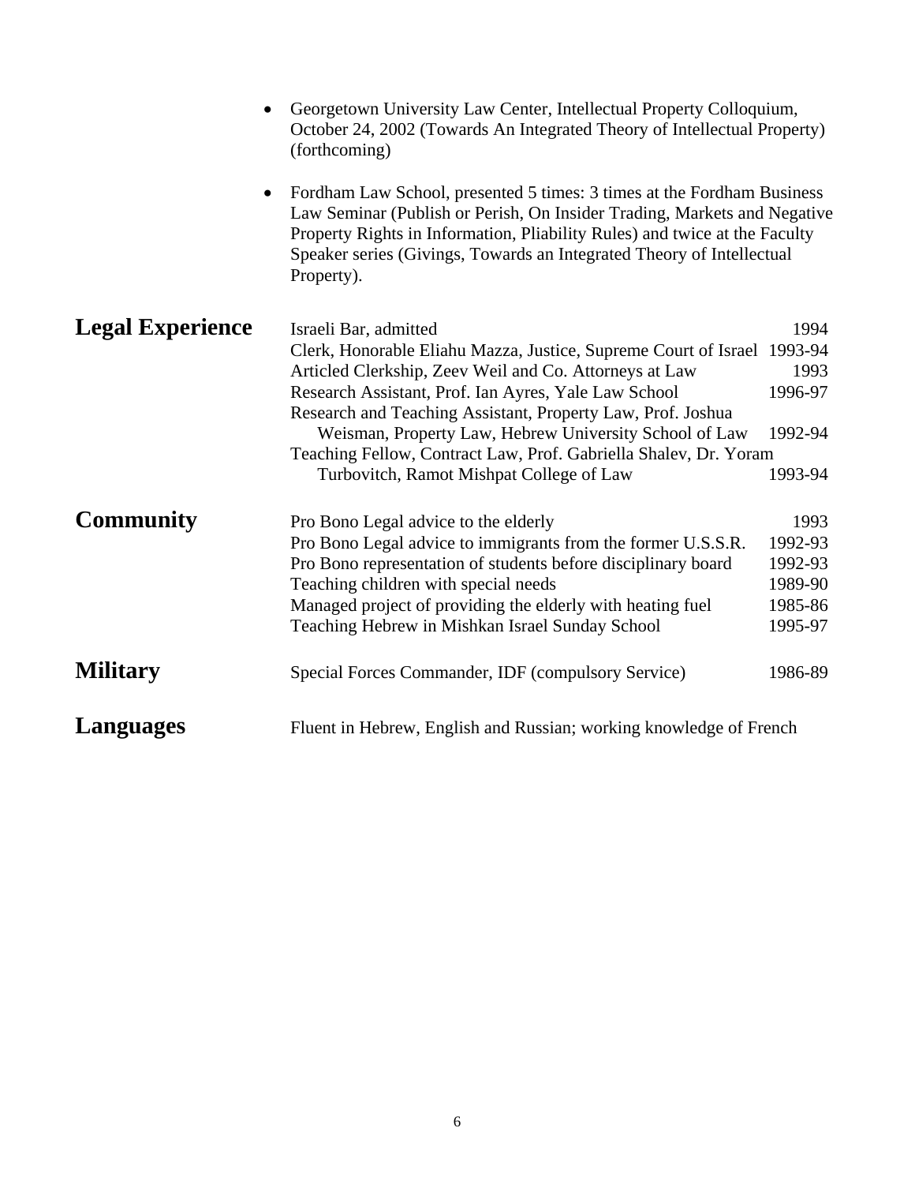- Georgetown University Law Center, Intellectual Property Colloquium, October 24, 2002 (Towards An Integrated Theory of Intellectual Property) (forthcoming)
- Fordham Law School, presented 5 times: 3 times at the Fordham Business Law Seminar (Publish or Perish, On Insider Trading, Markets and Negative Property Rights in Information, Pliability Rules) and twice at the Faculty Speaker series (Givings, Towards an Integrated Theory of Intellectual Property).

## Legal Experience

| | |
|---|---|
| Israeli Bar, admitted | 1994 |
| Clerk, Honorable Eliahu Mazza, Justice, Supreme Court of Israel | 1993-94 |
| Articled Clerkship, Zeev Weil and Co. Attorneys at Law | 1993 |
| Research Assistant, Prof. Ian Ayres, Yale Law School | 1996-97 |
| Research and Teaching Assistant, Property Law, Prof. Joshua Weisman, Property Law, Hebrew University School of Law | 1992-94 |
| Teaching Fellow, Contract Law, Prof. Gabriella Shalev, Dr. Yoram Turbovitch, Ramot Mishpat College of Law | 1993-94 |

## Community

| | |
|---|---|
| Pro Bono Legal advice to the elderly | 1993 |
| Pro Bono Legal advice to immigrants from the former U.S.S.R. | 1992-93 |
| Pro Bono representation of students before disciplinary board | 1992-93 |
| Teaching children with special needs | 1989-90 |
| Managed project of providing the elderly with heating fuel | 1985-86 |
| Teaching Hebrew in Mishkan Israel Sunday School | 1995-97 |

## Military

| | |
|---|---|
| Special Forces Commander, IDF (compulsory Service) | 1986-89 |

## Languages

Fluent in Hebrew, English and Russian; working knowledge of French